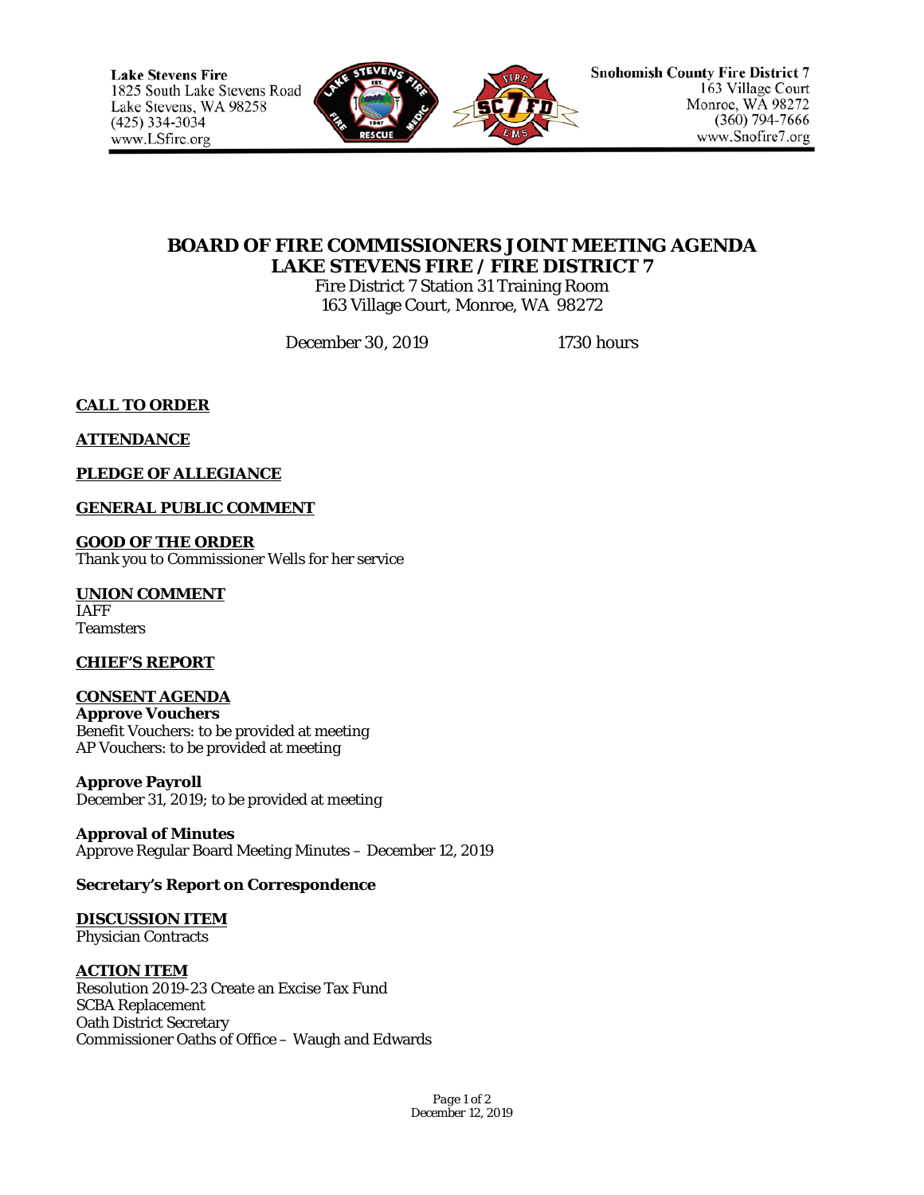Lake Stevens Fire
1825 South Lake Stevens Road
Lake Stevens, WA 98258
(425) 334-3034
www.LSfire.org

Snohomish County Fire District 7
163 Village Court
Monroe, WA 98272
(360) 794-7666
www.Snofire7.org

# BOARD OF FIRE COMMISSIONERS JOINT MEETING AGENDA
# LAKE STEVENS FIRE / FIRE DISTRICT 7

Fire District 7 Station 31 Training Room
163 Village Court, Monroe, WA 98272

December 30, 2019 1730 hours

**CALL TO ORDER**

**ATTENDANCE**

**PLEDGE OF ALLEGIANCE**

**GENERAL PUBLIC COMMENT**

**GOOD OF THE ORDER**
Thank you to Commissioner Wells for her service

**UNION COMMENT**
IAFF
Teamsters

**CHIEF'S REPORT**

**CONSENT AGENDA**
**Approve Vouchers**
Benefit Vouchers: to be provided at meeting
AP Vouchers: to be provided at meeting

**Approve Payroll**
December 31, 2019; to be provided at meeting

**Approval of Minutes**
Approve Regular Board Meeting Minutes – December 12, 2019

**Secretary's Report on Correspondence**

**DISCUSSION ITEM**
Physician Contracts

**ACTION ITEM**
Resolution 2019-23 Create an Excise Tax Fund
SCBA Replacement
Oath District Secretary
Commissioner Oaths of Office – Waugh and Edwards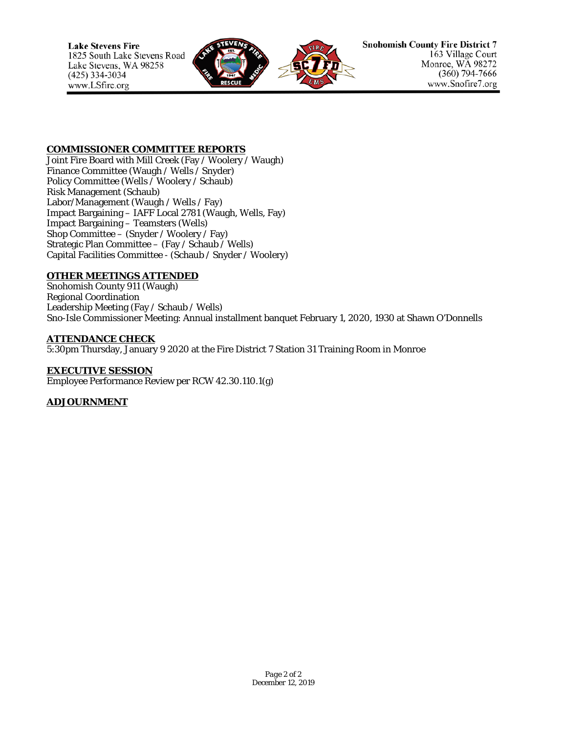**Lake Stevens Fire**
1825 South Lake Stevens Road
Lake Stevens, WA 98258
(425) 334-3034
www.LSfire.org

**Snohomish County Fire District 7**
163 Village Court
Monroe, WA 98272
(360) 794-7666
www.Snofire7.org

## COMMISSIONER COMMITTEE REPORTS

Joint Fire Board with Mill Creek (Fay / Woolery / Waugh)
Finance Committee (Waugh / Wells / Snyder)
Policy Committee (Wells / Woolery / Schaub)
Risk Management (Schaub)
Labor/Management (Waugh / Wells / Fay)
Impact Bargaining – IAFF Local 2781 (Waugh, Wells, Fay)
Impact Bargaining – Teamsters (Wells)
Shop Committee – (Snyder / Woolery / Fay)
Strategic Plan Committee – (Fay / Schaub / Wells)
Capital Facilities Committee - (Schaub / Snyder / Woolery)

## OTHER MEETINGS ATTENDED

Snohomish County 911 (Waugh)
Regional Coordination
Leadership Meeting (Fay / Schaub / Wells)
Sno-Isle Commissioner Meeting: Annual installment banquet February 1, 2020, 1930 at Shawn O'Donnells

## ATTENDANCE CHECK

5:30pm Thursday, January 9 2020 at the Fire District 7 Station 31 Training Room in Monroe

## EXECUTIVE SESSION

Employee Performance Review per RCW 42.30.110.1(g)

## ADJOURNMENT

December 12, 2019